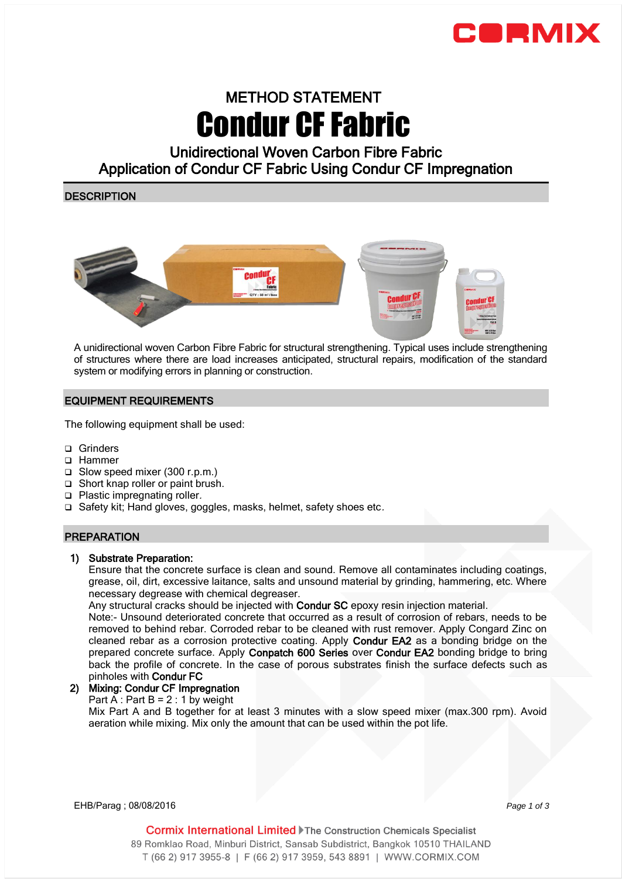# METHOD STATEMENT

# Condur CF Fabric

## Unidirectional Woven Carbon Fibre Fabric
## Application of Condur CF Fabric Using Condur CF Impregnation

## DESCRIPTION

A unidirectional woven Carbon Fibre Fabric for structural strengthening. Typical uses include strengthening of structures where there are load increases anticipated, structural repairs, modification of the standard system or modifying errors in planning or construction.

## EQUIPMENT REQUIREMENTS

The following equipment shall be used:

- Grinders
- Hammer
- Slow speed mixer (300 r.p.m.)
- Short knap roller or paint brush.
- Plastic impregnating roller.
- Safety kit; Hand gloves, goggles, masks, helmet, safety shoes etc.

## PREPARATION

1) **Substrate Preparation:**
   Ensure that the concrete surface is clean and sound. Remove all contaminates including coatings, grease, oil, dirt, excessive laitance, salts and unsound material by grinding, hammering, etc. Where necessary degrease with chemical degreaser.
   Any structural cracks should be injected with **Condur SC** epoxy resin injection material.
   Note:- Unsound deteriorated concrete that occurred as a result of corrosion of rebars, needs to be removed to behind rebar. Corroded rebar to be cleaned with rust remover. Apply Congard Zinc on cleaned rebar as a corrosion protective coating. Apply **Condur EA2** as a bonding bridge on the prepared concrete surface. Apply **Conpatch 600 Series** over **Condur EA2** bonding bridge to bring back the profile of concrete. In the case of porous substrates finish the surface defects such as pinholes with **Condur FC**

2) **Mixing: Condur CF Impregnation**
   Part A : Part B = 2 : 1 by weight
   Mix Part A and B together for at least 3 minutes with a slow speed mixer (max.300 rpm). Avoid aeration while mixing. Mix only the amount that can be used within the pot life.

EHB/Parag ; 08/08/2016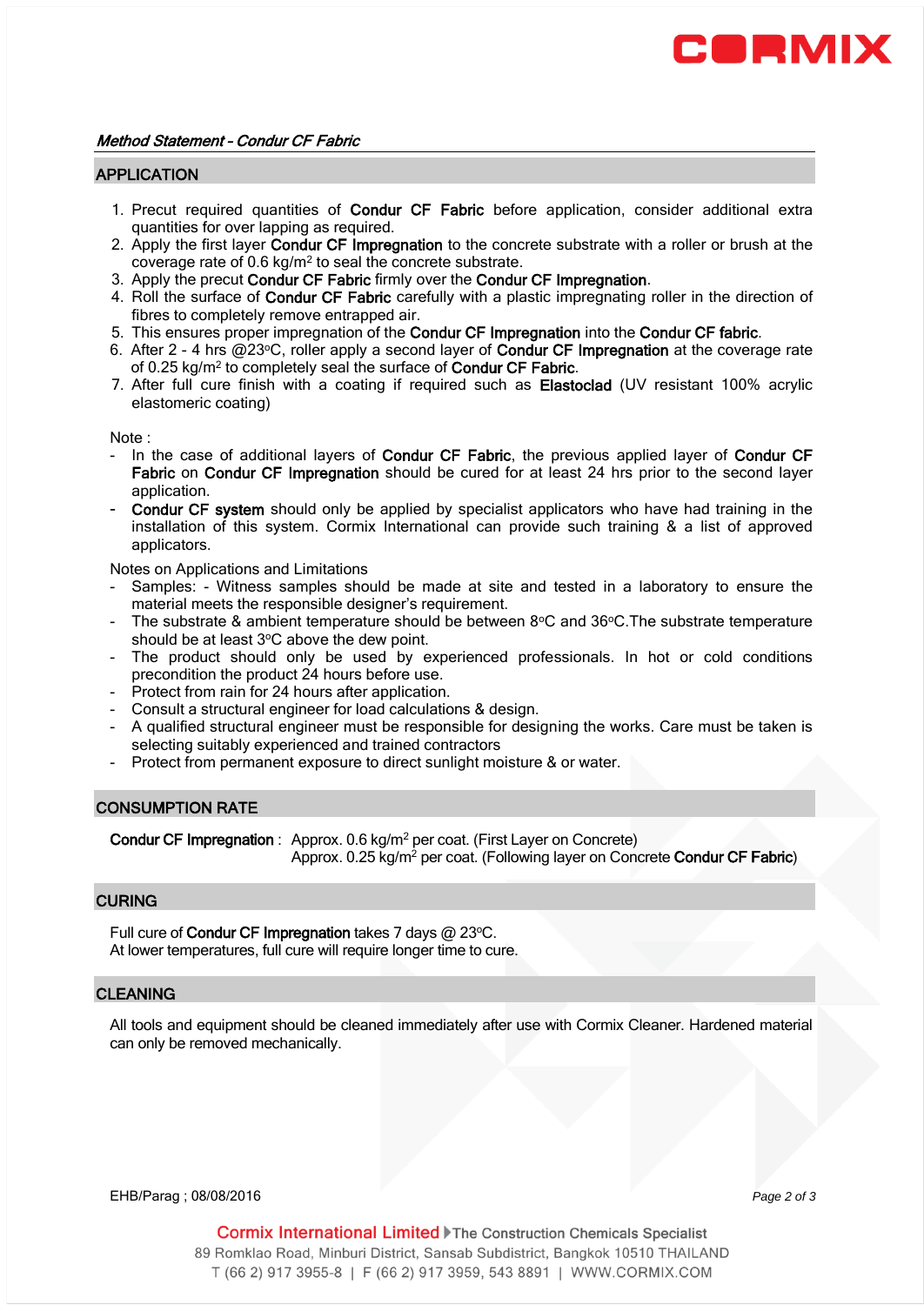*Method Statement - Condur CF Fabric*

## APPLICATION

1. Precut required quantities of **Condur CF Fabric** before application, consider additional extra quantities for over lapping as required.
2. Apply the first layer **Condur CF Impregnation** to the concrete substrate with a roller or brush at the coverage rate of 0.6 kg/m² to seal the concrete substrate.
3. Apply the precut **Condur CF Fabric** firmly over the **Condur CF Impregnation**.
4. Roll the surface of **Condur CF Fabric** carefully with a plastic impregnating roller in the direction of fibres to completely remove entrapped air.
5. This ensures proper impregnation of the **Condur CF Impregnation** into the **Condur CF fabric**.
6. After 2 - 4 hrs @23°C, roller apply a second layer of **Condur CF Impregnation** at the coverage rate of 0.25 kg/m² to completely seal the surface of **Condur CF Fabric**.
7. After full cure finish with a coating if required such as **Elastoclad** (UV resistant 100% acrylic elastomeric coating)

Note :

- In the case of additional layers of **Condur CF Fabric**, the previous applied layer of **Condur CF Fabric** on **Condur CF Impregnation** should be cured for at least 24 hrs prior to the second layer application.
- **Condur CF system** should only be applied by specialist applicators who have had training in the installation of this system. Cormix International can provide such training & a list of approved applicators.

Notes on Applications and Limitations

- Samples: - Witness samples should be made at site and tested in a laboratory to ensure the material meets the responsible designer's requirement.
- The substrate & ambient temperature should be between 8°C and 36°C.The substrate temperature should be at least 3°C above the dew point.
- The product should only be used by experienced professionals. In hot or cold conditions precondition the product 24 hours before use.
- Protect from rain for 24 hours after application.
- Consult a structural engineer for load calculations & design.
- A qualified structural engineer must be responsible for designing the works. Care must be taken is selecting suitably experienced and trained contractors
- Protect from permanent exposure to direct sunlight moisture & or water.

## CONSUMPTION RATE

**Condur CF Impregnation** : Approx. 0.6 kg/m² per coat. (First Layer on Concrete)
Approx. 0.25 kg/m² per coat. (Following layer on Concrete **Condur CF Fabric**)

## CURING

Full cure of **Condur CF Impregnation** takes 7 days @ 23°C.
At lower temperatures, full cure will require longer time to cure.

## CLEANING

All tools and equipment should be cleaned immediately after use with Cormix Cleaner. Hardened material can only be removed mechanically.

EHB/Parag ; 08/08/2016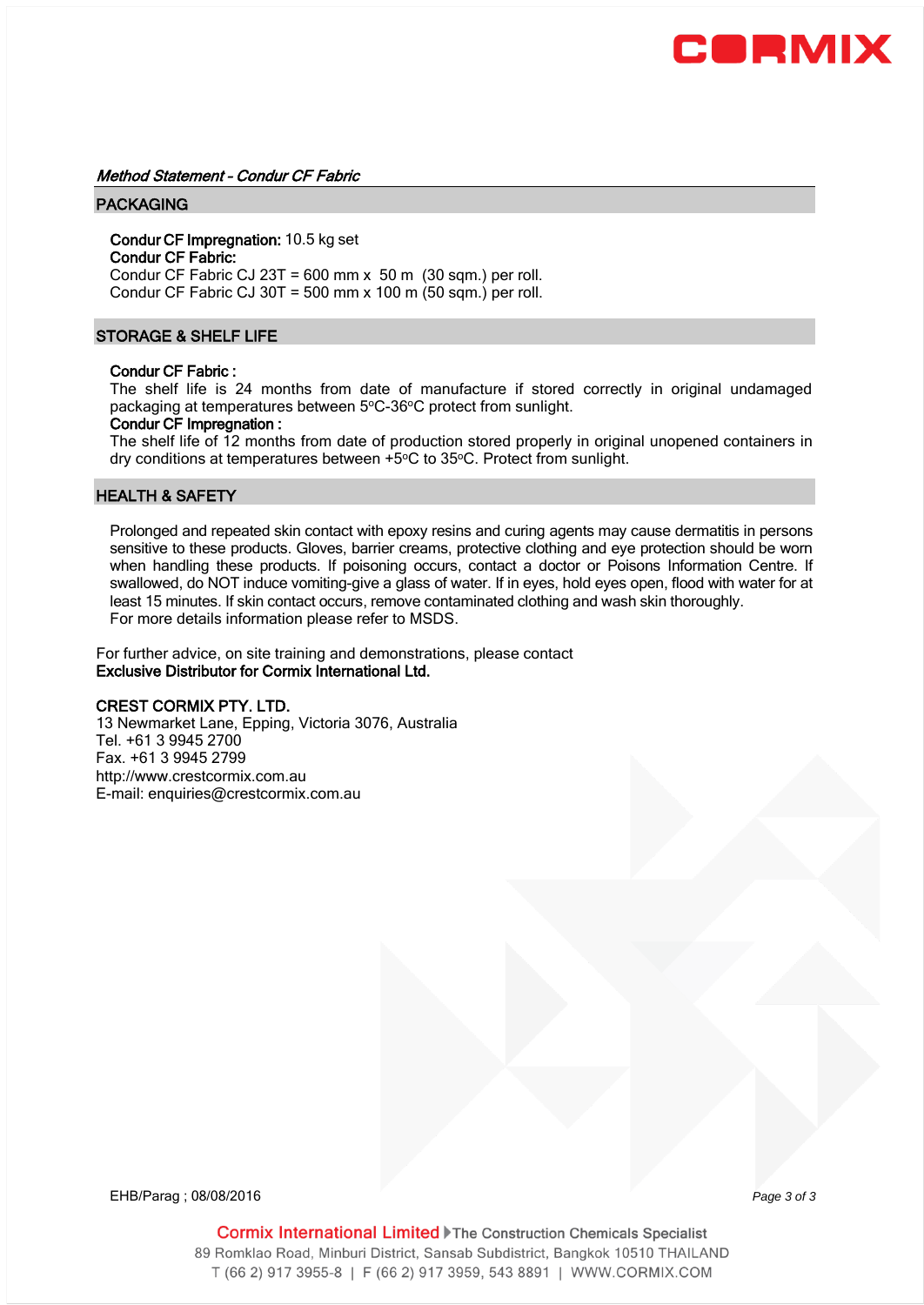*Method Statement - Condur CF Fabric*

## PACKAGING

**Condur CF Impregnation:** 10.5 kg set
**Condur CF Fabric:**
Condur CF Fabric CJ 23T = 600 mm x 50 m (30 sqm.) per roll.
Condur CF Fabric CJ 30T = 500 mm x 100 m (50 sqm.) per roll.

## STORAGE & SHELF LIFE

**Condur CF Fabric :**
The shelf life is 24 months from date of manufacture if stored correctly in original undamaged packaging at temperatures between 5ºC-36ºC protect from sunlight.
**Condur CF Impregnation :**
The shelf life of 12 months from date of production stored properly in original unopened containers in dry conditions at temperatures between +5ºC to 35ºC. Protect from sunlight.

## HEALTH & SAFETY

Prolonged and repeated skin contact with epoxy resins and curing agents may cause dermatitis in persons sensitive to these products. Gloves, barrier creams, protective clothing and eye protection should be worn when handling these products. If poisoning occurs, contact a doctor or Poisons Information Centre. If swallowed, do NOT induce vomiting-give a glass of water. If in eyes, hold eyes open, flood with water for at least 15 minutes. If skin contact occurs, remove contaminated clothing and wash skin thoroughly.
For more details information please refer to MSDS.

For further advice, on site training and demonstrations, please contact
**Exclusive Distributor for Cormix International Ltd.**

**CREST CORMIX PTY. LTD.**
13 Newmarket Lane, Epping, Victoria 3076, Australia
Tel. +61 3 9945 2700
Fax. +61 3 9945 2799
http://www.crestcormix.com.au
E-mail: enquiries@crestcormix.com.au

EHB/Parag ; 08/08/2016